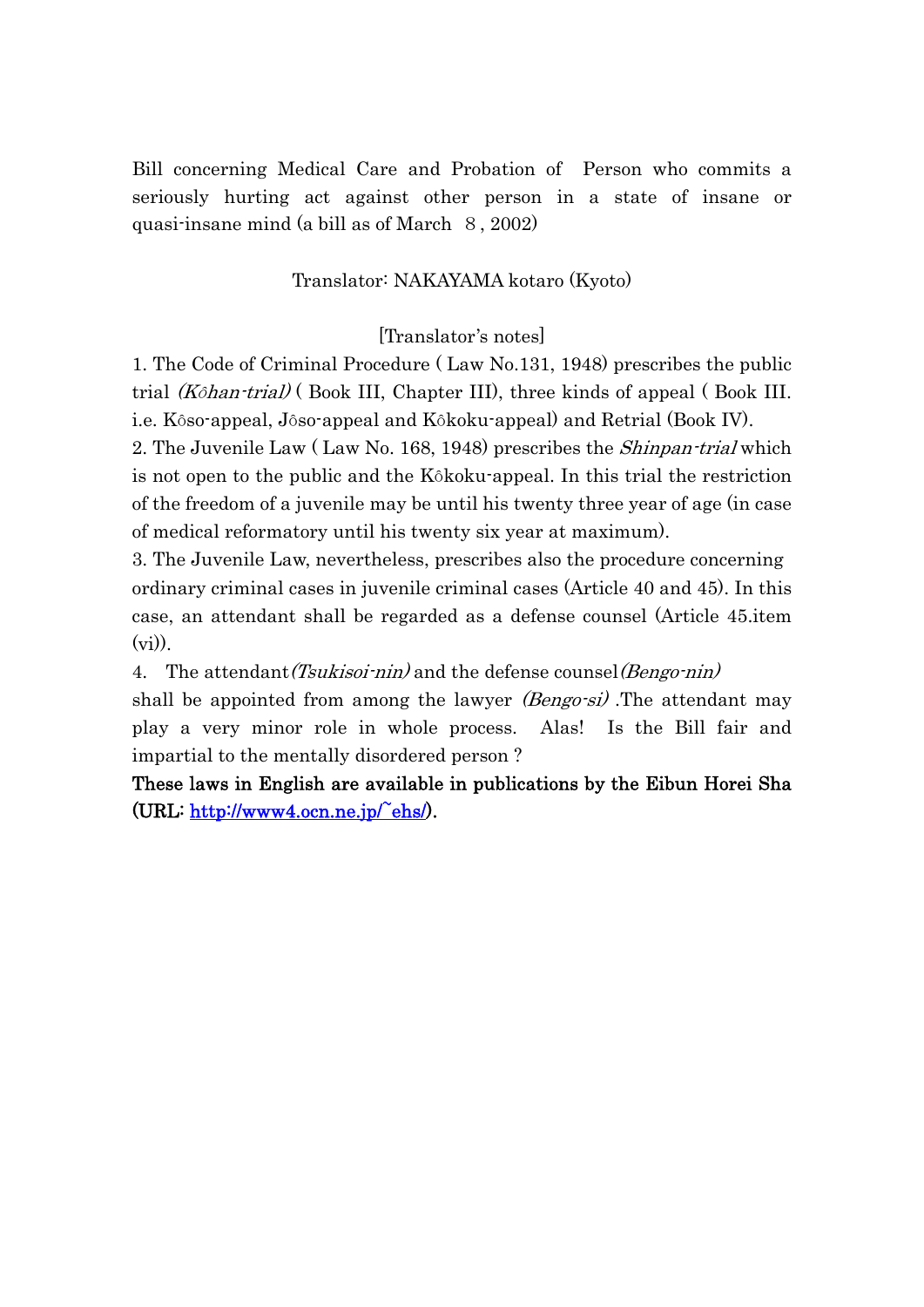Bill concerning Medical Care and Probation of Person who commits a seriously hurting act against other person in a state of insane or quasi-insane mind (a bill as of March 8 , 2002)

Translator: NAKAYAMA kotaro (Kyoto)

[Translator's notes]

1. The Code of Criminal Procedure ( Law No.131, 1948) prescribes the public trial *(Kôhan-trial)* ( Book III, Chapter III), three kinds of appeal ( Book III. i.e. Kôso-appeal, Jôso-appeal and Kôkoku-appeal) and Retrial (Book IV).

2. The Juvenile Law ( Law No. 168, 1948) prescribes the *Shinpan-trial* which is not open to the public and the Kôkoku-appeal. In this trial the restriction of the freedom of a juvenile may be until his twenty three year of age (in case of medical reformatory until his twenty six year at maximum).

3. The Juvenile Law, nevertheless, prescribes also the procedure concerning ordinary criminal cases in juvenile criminal cases (Article 40 and 45). In this case, an attendant shall be regarded as a defense counsel (Article 45.item (vi)).

4. The attendant *(Tsukisoi-nin)* and the defense counsel *(Bengo-nin)* shall be appointed from among the lawyer *(Bengo-si)* .The attendant may play a very minor role in whole process. Alas! Is the Bill fair and impartial to the mentally disordered person ?

**These laws in English are available in publications by the Eibun Horei Sha (URL: [http://www4.ocn.ne.jp/~ehs/](http://www4.ocn.ne.jp/~ehs/)).**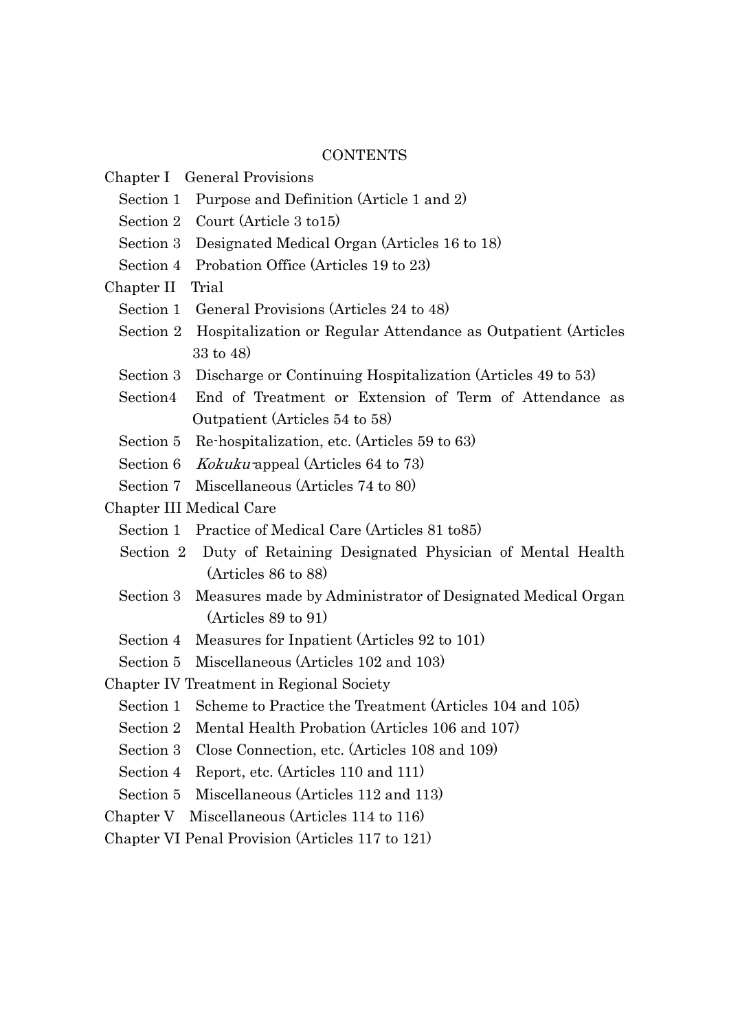CONTENTS

Chapter I General Provisions

- Section 1 Purpose and Definition (Article 1 and 2)
- Section 2 Court (Article 3 to15)
- Section 3 Designated Medical Organ (Articles 16 to 18)
- Section 4 Probation Office (Articles 19 to 23)

Chapter II Trial

- Section 1 General Provisions (Articles 24 to 48)
- Section 2 Hospitalization or Regular Attendance as Outpatient (Articles 33 to 48)
- Section 3 Discharge or Continuing Hospitalization (Articles 49 to 53)
- Section4 End of Treatment or Extension of Term of Attendance as Outpatient (Articles 54 to 58)
- Section 5 Re-hospitalization, etc. (Articles 59 to 63)
- Section 6 *Kokuku*-appeal (Articles 64 to 73)
- Section 7 Miscellaneous (Articles 74 to 80)

Chapter III Medical Care

- Section 1 Practice of Medical Care (Articles 81 to85)
- Section 2 Duty of Retaining Designated Physician of Mental Health (Articles 86 to 88)
- Section 3 Measures made by Administrator of Designated Medical Organ (Articles 89 to 91)
- Section 4 Measures for Inpatient (Articles 92 to 101)
- Section 5 Miscellaneous (Articles 102 and 103)

Chapter IV Treatment in Regional Society

- Section 1 Scheme to Practice the Treatment (Articles 104 and 105)
- Section 2 Mental Health Probation (Articles 106 and 107)
- Section 3 Close Connection, etc. (Articles 108 and 109)
- Section 4 Report, etc. (Articles 110 and 111)
- Section 5 Miscellaneous (Articles 112 and 113)

Chapter V Miscellaneous (Articles 114 to 116)

Chapter VI Penal Provision (Articles 117 to 121)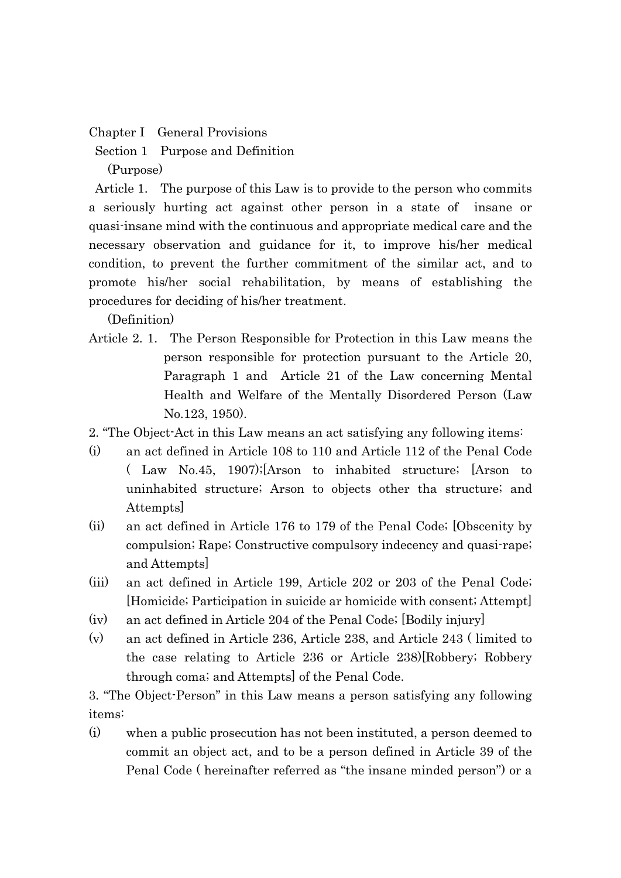## Chapter I General Provisions

### Section 1 Purpose and Definition

(Purpose)

Article 1. The purpose of this Law is to provide to the person who commits a seriously hurting act against other person in a state of insane or quasi-insane mind with the continuous and appropriate medical care and the necessary observation and guidance for it, to improve his/her medical condition, to prevent the further commitment of the similar act, and to promote his/her social rehabilitation, by means of establishing the procedures for deciding of his/her treatment.

(Definition)

Article 2. 1. The Person Responsible for Protection in this Law means the person responsible for protection pursuant to the Article 20, Paragraph 1 and Article 21 of the Law concerning Mental Health and Welfare of the Mentally Disordered Person (Law No.123, 1950).

2. "The Object-Act in this Law means an act satisfying any following items:

(i) an act defined in Article 108 to 110 and Article 112 of the Penal Code ( Law No.45, 1907);[Arson to inhabited structure; [Arson to uninhabited structure; Arson to objects other tha structure; and Attempts]

(ii) an act defined in Article 176 to 179 of the Penal Code; [Obscenity by compulsion; Rape; Constructive compulsory indecency and quasi-rape; and Attempts]

(iii) an act defined in Article 199, Article 202 or 203 of the Penal Code; [Homicide; Participation in suicide ar homicide with consent; Attempt]

(iv) an act defined in Article 204 of the Penal Code; [Bodily injury]

(v) an act defined in Article 236, Article 238, and Article 243 ( limited to the case relating to Article 236 or Article 238)[Robbery; Robbery through coma; and Attempts] of the Penal Code.

3. "The Object-Person" in this Law means a person satisfying any following items:

(i) when a public prosecution has not been instituted, a person deemed to commit an object act, and to be a person defined in Article 39 of the Penal Code ( hereinafter referred as "the insane minded person") or a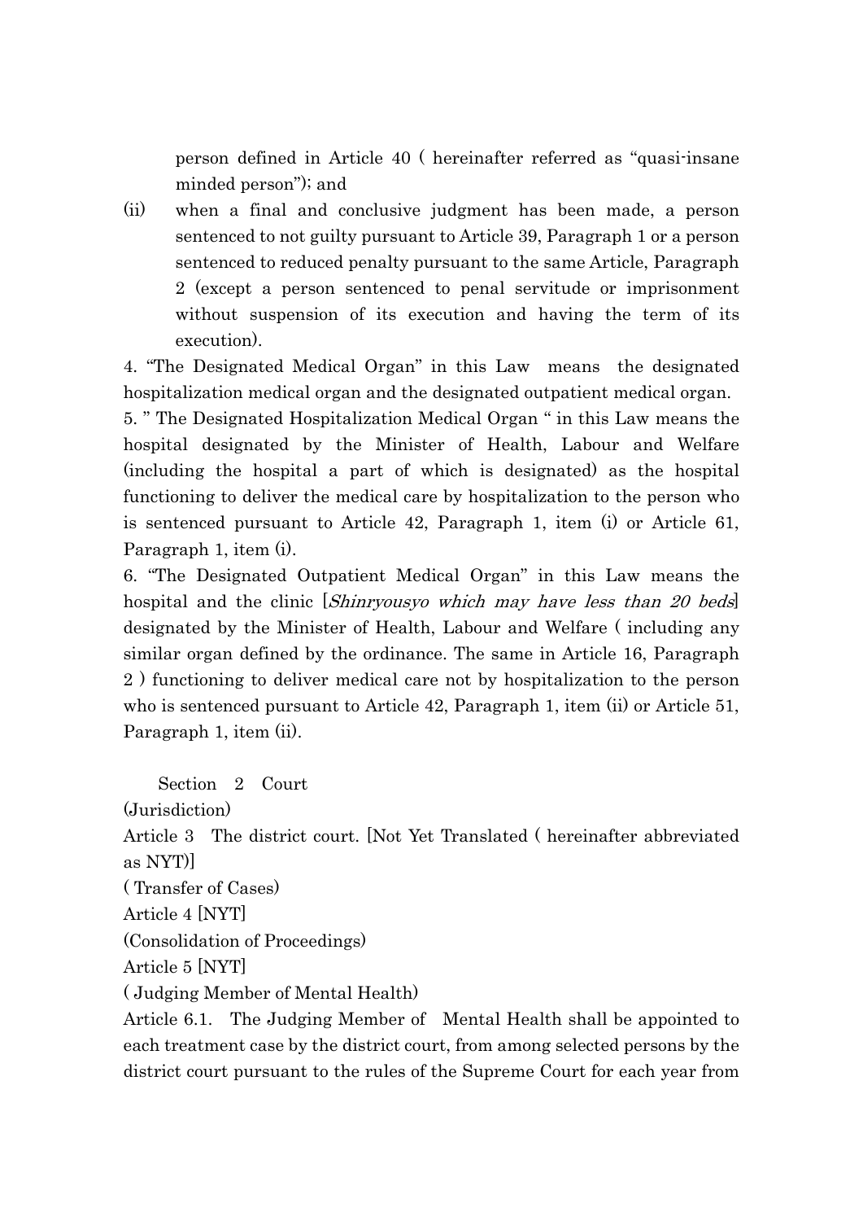person defined in Article 40 ( hereinafter referred as "quasi-insane minded person"); and

(ii) when a final and conclusive judgment has been made, a person sentenced to not guilty pursuant to Article 39, Paragraph 1 or a person sentenced to reduced penalty pursuant to the same Article, Paragraph 2 (except a person sentenced to penal servitude or imprisonment without suspension of its execution and having the term of its execution).

4. "The Designated Medical Organ" in this Law means the designated hospitalization medical organ and the designated outpatient medical organ.

5. " The Designated Hospitalization Medical Organ " in this Law means the hospital designated by the Minister of Health, Labour and Welfare (including the hospital a part of which is designated) as the hospital functioning to deliver the medical care by hospitalization to the person who is sentenced pursuant to Article 42, Paragraph 1, item (i) or Article 61, Paragraph 1, item (i).

6. "The Designated Outpatient Medical Organ" in this Law means the hospital and the clinic [*Shinryousyo which may have less than 20 beds*] designated by the Minister of Health, Labour and Welfare ( including any similar organ defined by the ordinance. The same in Article 16, Paragraph 2 ) functioning to deliver medical care not by hospitalization to the person who is sentenced pursuant to Article 42, Paragraph 1, item (ii) or Article 51, Paragraph 1, item (ii).

## Section 2 Court

(Jurisdiction)

Article 3 The district court. [Not Yet Translated ( hereinafter abbreviated as NYT)]

( Transfer of Cases)

Article 4 [NYT]

(Consolidation of Proceedings)

Article 5 [NYT]

( Judging Member of Mental Health)

Article 6.1. The Judging Member of Mental Health shall be appointed to each treatment case by the district court, from among selected persons by the district court pursuant to the rules of the Supreme Court for each year from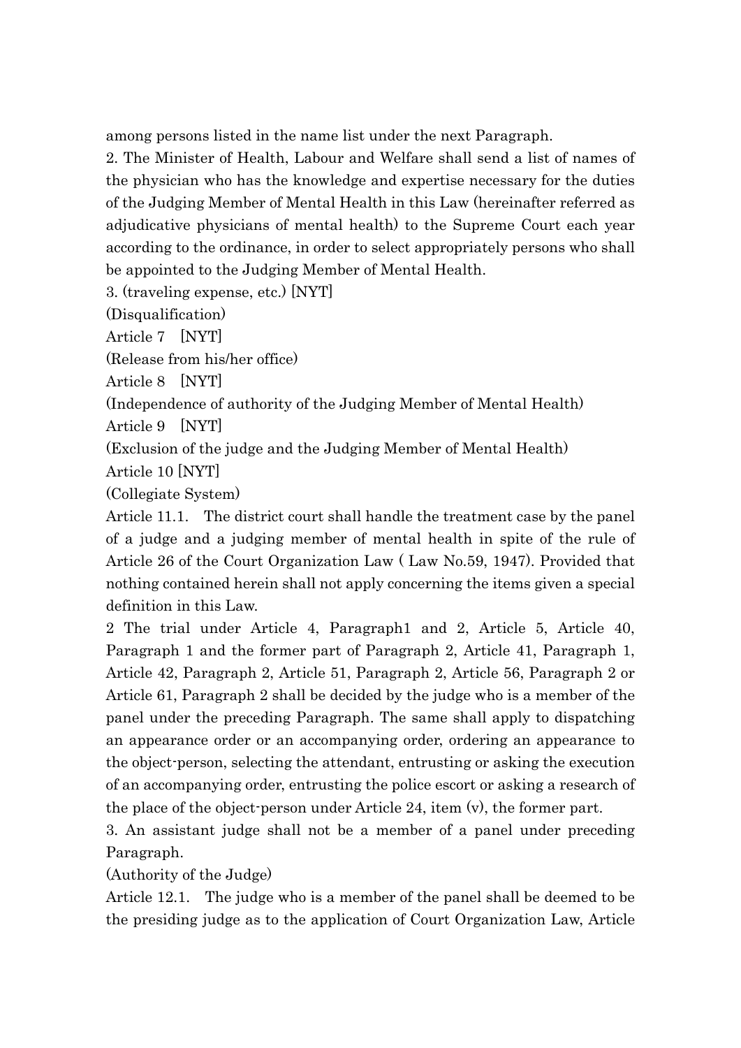among persons listed in the name list under the next Paragraph.

2. The Minister of Health, Labour and Welfare shall send a list of names of the physician who has the knowledge and expertise necessary for the duties of the Judging Member of Mental Health in this Law (hereinafter referred as adjudicative physicians of mental health) to the Supreme Court each year according to the ordinance, in order to select appropriately persons who shall be appointed to the Judging Member of Mental Health.

3. (traveling expense, etc.) [NYT]

(Disqualification)

Article 7　[NYT]

(Release from his/her office)

Article 8　[NYT]

(Independence of authority of the Judging Member of Mental Health)

Article 9　[NYT]

(Exclusion of the judge and the Judging Member of Mental Health)

Article 10 [NYT]

(Collegiate System)

Article 11.1.　The district court shall handle the treatment case by the panel of a judge and a judging member of mental health in spite of the rule of Article 26 of the Court Organization Law ( Law No.59, 1947). Provided that nothing contained herein shall not apply concerning the items given a special definition in this Law.

2 The trial under Article 4, Paragraph1 and 2, Article 5, Article 40, Paragraph 1 and the former part of Paragraph 2, Article 41, Paragraph 1, Article 42, Paragraph 2, Article 51, Paragraph 2, Article 56, Paragraph 2 or Article 61, Paragraph 2 shall be decided by the judge who is a member of the panel under the preceding Paragraph. The same shall apply to dispatching an appearance order or an accompanying order, ordering an appearance to the object-person, selecting the attendant, entrusting or asking the execution of an accompanying order, entrusting the police escort or asking a research of the place of the object-person under Article 24, item (v), the former part.

3. An assistant judge shall not be a member of a panel under preceding Paragraph.

(Authority of the Judge)

Article 12.1.　The judge who is a member of the panel shall be deemed to be the presiding judge as to the application of Court Organization Law, Article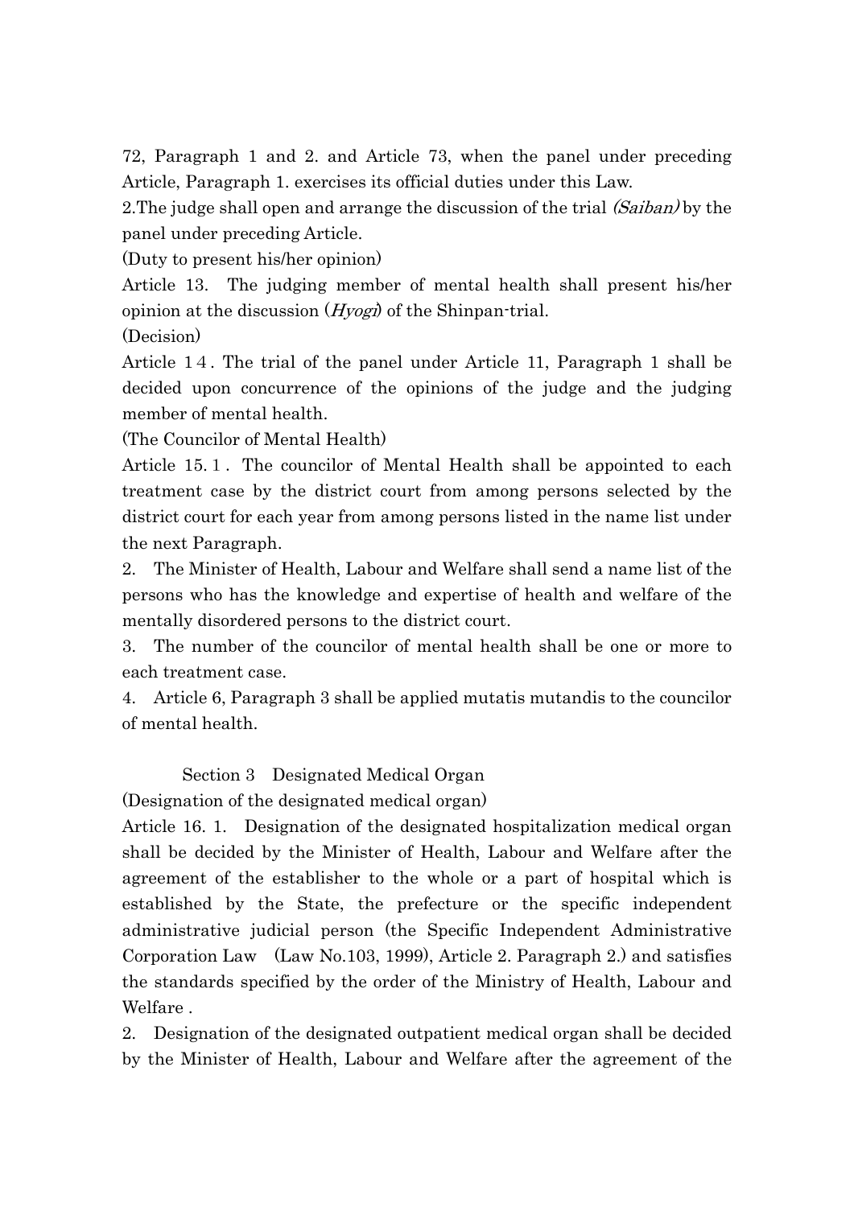72, Paragraph 1 and 2. and Article 73, when the panel under preceding Article, Paragraph 1. exercises its official duties under this Law.

2.The judge shall open and arrange the discussion of the trial *(Saiban)* by the panel under preceding Article.

(Duty to present his/her opinion)

Article 13. The judging member of mental health shall present his/her opinion at the discussion (*Hyogi*) of the Shinpan-trial.

(Decision)

Article 14. The trial of the panel under Article 11, Paragraph 1 shall be decided upon concurrence of the opinions of the judge and the judging member of mental health.

(The Councilor of Mental Health)

Article 15. 1. The councilor of Mental Health shall be appointed to each treatment case by the district court from among persons selected by the district court for each year from among persons listed in the name list under the next Paragraph.

2. The Minister of Health, Labour and Welfare shall send a name list of the persons who has the knowledge and expertise of health and welfare of the mentally disordered persons to the district court.

3. The number of the councilor of mental health shall be one or more to each treatment case.

4. Article 6, Paragraph 3 shall be applied mutatis mutandis to the councilor of mental health.

### Section 3 Designated Medical Organ

(Designation of the designated medical organ)

Article 16. 1. Designation of the designated hospitalization medical organ shall be decided by the Minister of Health, Labour and Welfare after the agreement of the establisher to the whole or a part of hospital which is established by the State, the prefecture or the specific independent administrative judicial person (the Specific Independent Administrative Corporation Law (Law No.103, 1999), Article 2. Paragraph 2.) and satisfies the standards specified by the order of the Ministry of Health, Labour and Welfare .

2. Designation of the designated outpatient medical organ shall be decided by the Minister of Health, Labour and Welfare after the agreement of the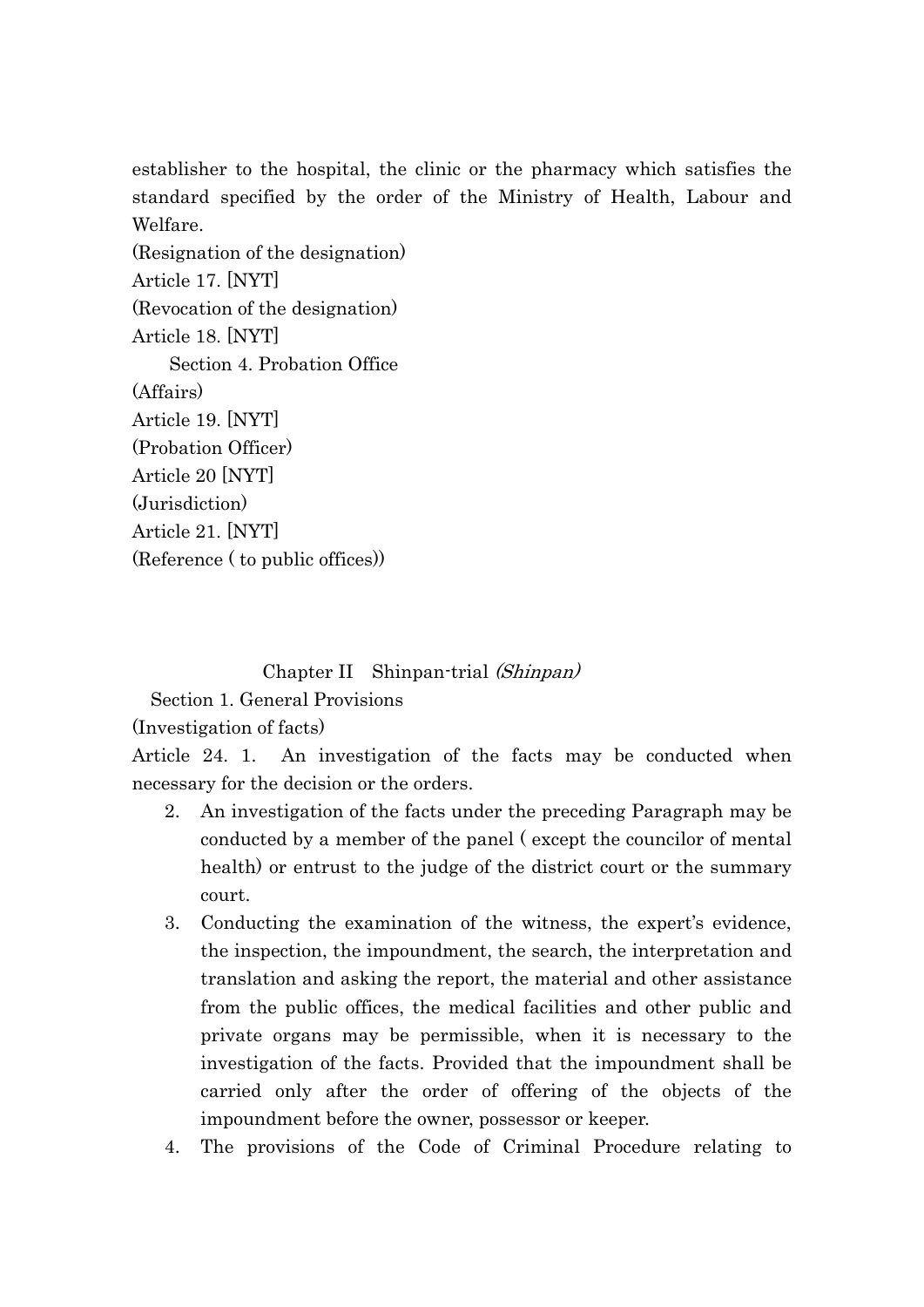establisher to the hospital, the clinic or the pharmacy which satisfies the standard specified by the order of the Ministry of Health, Labour and Welfare.

(Resignation of the designation)

Article 17. [NYT]

(Revocation of the designation)

Article 18. [NYT]

Section 4. Probation Office

(Affairs)

Article 19. [NYT]

(Probation Officer)

Article 20 [NYT]

(Jurisdiction)

Article 21. [NYT]

(Reference ( to public offices))

## Chapter II Shinpan-trial *(Shinpan)*

### Section 1. General Provisions

(Investigation of facts)

Article 24. 1. An investigation of the facts may be conducted when necessary for the decision or the orders.

2. An investigation of the facts under the preceding Paragraph may be conducted by a member of the panel ( except the councilor of mental health) or entrust to the judge of the district court or the summary court.
3. Conducting the examination of the witness, the expert's evidence, the inspection, the impoundment, the search, the interpretation and translation and asking the report, the material and other assistance from the public offices, the medical facilities and other public and private organs may be permissible, when it is necessary to the investigation of the facts. Provided that the impoundment shall be carried only after the order of offering of the objects of the impoundment before the owner, possessor or keeper.
4. The provisions of the Code of Criminal Procedure relating to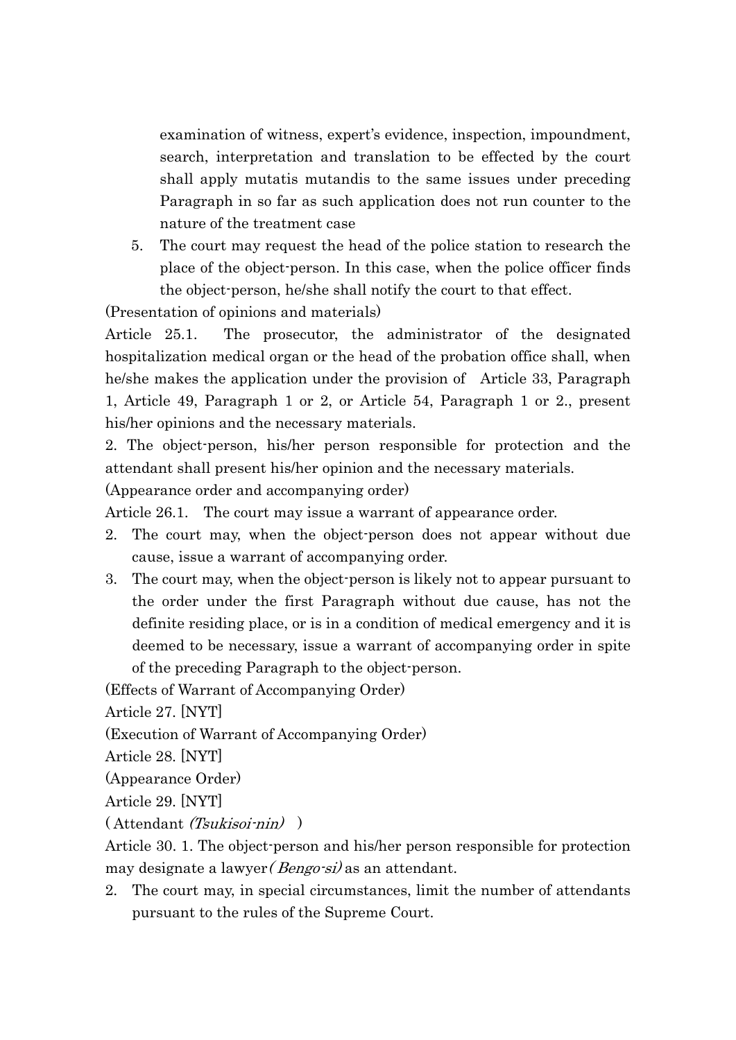examination of witness, expert's evidence, inspection, impoundment, search, interpretation and translation to be effected by the court shall apply mutatis mutandis to the same issues under preceding Paragraph in so far as such application does not run counter to the nature of the treatment case

5. The court may request the head of the police station to research the place of the object-person. In this case, when the police officer finds the object-person, he/she shall notify the court to that effect.

(Presentation of opinions and materials)

Article 25.1. The prosecutor, the administrator of the designated hospitalization medical organ or the head of the probation office shall, when he/she makes the application under the provision of Article 33, Paragraph 1, Article 49, Paragraph 1 or 2, or Article 54, Paragraph 1 or 2., present his/her opinions and the necessary materials.

2. The object-person, his/her person responsible for protection and the attendant shall present his/her opinion and the necessary materials.

(Appearance order and accompanying order)

Article 26.1. The court may issue a warrant of appearance order.

2. The court may, when the object-person does not appear without due cause, issue a warrant of accompanying order.
3. The court may, when the object-person is likely not to appear pursuant to the order under the first Paragraph without due cause, has not the definite residing place, or is in a condition of medical emergency and it is deemed to be necessary, issue a warrant of accompanying order in spite of the preceding Paragraph to the object-person.

(Effects of Warrant of Accompanying Order)

Article 27. [NYT]

(Execution of Warrant of Accompanying Order)

Article 28. [NYT]

(Appearance Order)

Article 29. [NYT]

( Attendant *(Tsukisoi-nin)* )

Article 30. 1. The object-person and his/her person responsible for protection may designate a lawyer *( Bengo-si)* as an attendant.

2. The court may, in special circumstances, limit the number of attendants pursuant to the rules of the Supreme Court.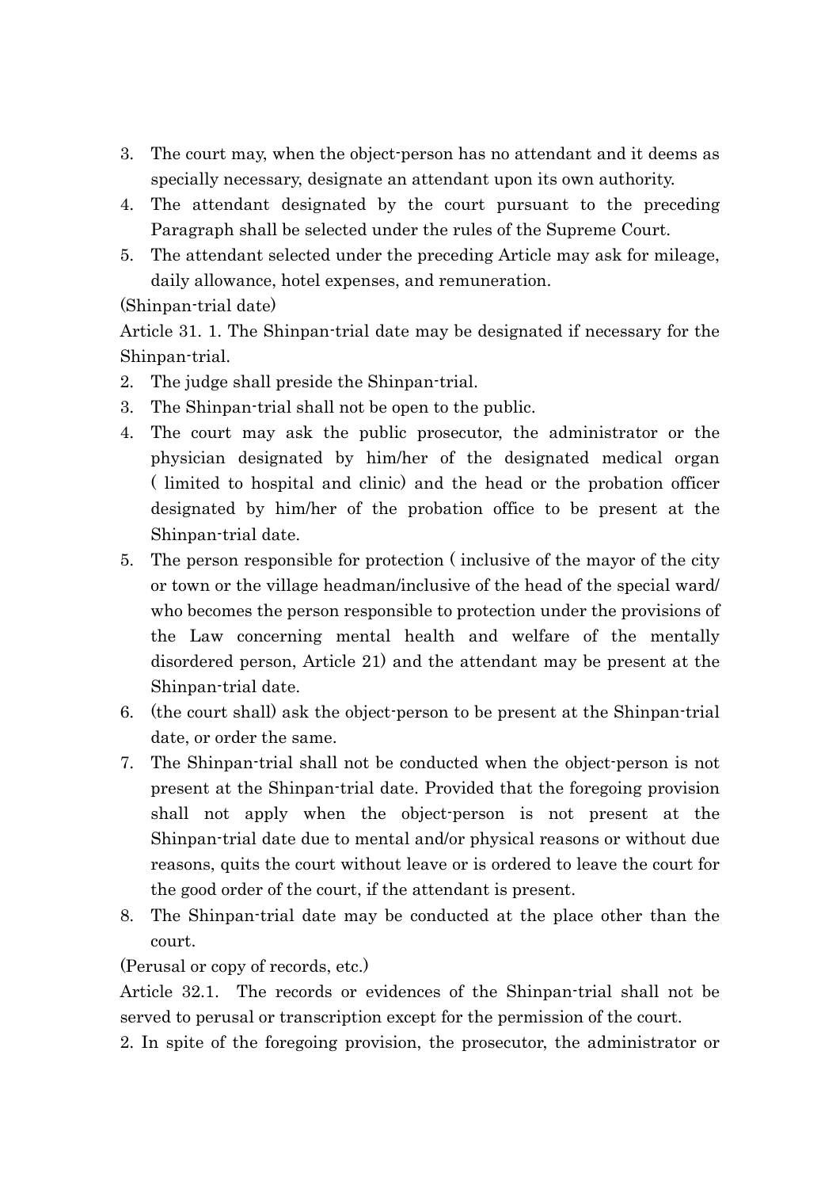3. The court may, when the object-person has no attendant and it deems as specially necessary, designate an attendant upon its own authority.
4. The attendant designated by the court pursuant to the preceding Paragraph shall be selected under the rules of the Supreme Court.
5. The attendant selected under the preceding Article may ask for mileage, daily allowance, hotel expenses, and remuneration.

(Shinpan-trial date)

Article 31. 1. The Shinpan-trial date may be designated if necessary for the Shinpan-trial.

2. The judge shall preside the Shinpan-trial.
3. The Shinpan-trial shall not be open to the public.
4. The court may ask the public prosecutor, the administrator or the physician designated by him/her of the designated medical organ ( limited to hospital and clinic) and the head or the probation officer designated by him/her of the probation office to be present at the Shinpan-trial date.
5. The person responsible for protection ( inclusive of the mayor of the city or town or the village headman/inclusive of the head of the special ward/ who becomes the person responsible to protection under the provisions of the Law concerning mental health and welfare of the mentally disordered person, Article 21) and the attendant may be present at the Shinpan-trial date.
6. (the court shall) ask the object-person to be present at the Shinpan-trial date, or order the same.
7. The Shinpan-trial shall not be conducted when the object-person is not present at the Shinpan-trial date. Provided that the foregoing provision shall not apply when the object-person is not present at the Shinpan-trial date due to mental and/or physical reasons or without due reasons, quits the court without leave or is ordered to leave the court for the good order of the court, if the attendant is present.
8. The Shinpan-trial date may be conducted at the place other than the court.

(Perusal or copy of records, etc.)

Article 32.1. The records or evidences of the Shinpan-trial shall not be served to perusal or transcription except for the permission of the court.

2. In spite of the foregoing provision, the prosecutor, the administrator or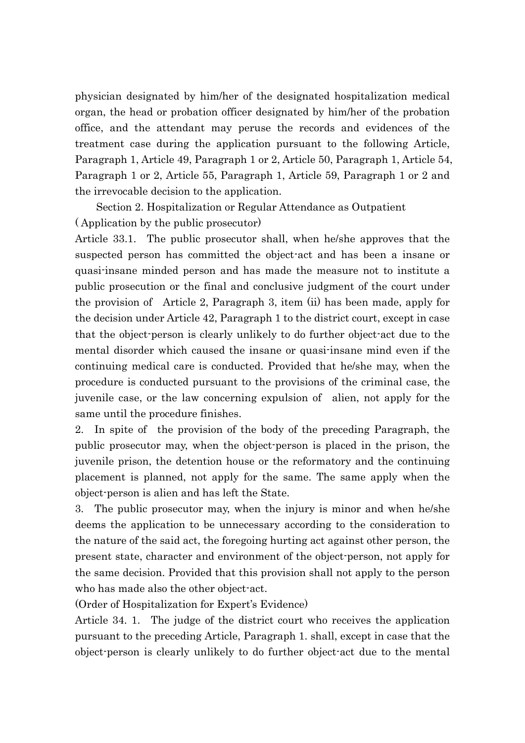physician designated by him/her of the designated hospitalization medical organ, the head or probation officer designated by him/her of the probation office, and the attendant may peruse the records and evidences of the treatment case during the application pursuant to the following Article, Paragraph 1, Article 49, Paragraph 1 or 2, Article 50, Paragraph 1, Article 54, Paragraph 1 or 2, Article 55, Paragraph 1, Article 59, Paragraph 1 or 2 and the irrevocable decision to the application.

Section 2. Hospitalization or Regular Attendance as Outpatient

(Application by the public prosecutor)

Article 33.1. The public prosecutor shall, when he/she approves that the suspected person has committed the object-act and has been a insane or quasi-insane minded person and has made the measure not to institute a public prosecution or the final and conclusive judgment of the court under the provision of Article 2, Paragraph 3, item (ii) has been made, apply for the decision under Article 42, Paragraph 1 to the district court, except in case that the object-person is clearly unlikely to do further object-act due to the mental disorder which caused the insane or quasi-insane mind even if the continuing medical care is conducted. Provided that he/she may, when the procedure is conducted pursuant to the provisions of the criminal case, the juvenile case, or the law concerning expulsion of alien, not apply for the same until the procedure finishes.

2. In spite of the provision of the body of the preceding Paragraph, the public prosecutor may, when the object-person is placed in the prison, the juvenile prison, the detention house or the reformatory and the continuing placement is planned, not apply for the same. The same apply when the object-person is alien and has left the State.

3. The public prosecutor may, when the injury is minor and when he/she deems the application to be unnecessary according to the consideration to the nature of the said act, the foregoing hurting act against other person, the present state, character and environment of the object-person, not apply for the same decision. Provided that this provision shall not apply to the person who has made also the other object-act.

(Order of Hospitalization for Expert's Evidence)

Article 34. 1. The judge of the district court who receives the application pursuant to the preceding Article, Paragraph 1. shall, except in case that the object-person is clearly unlikely to do further object-act due to the mental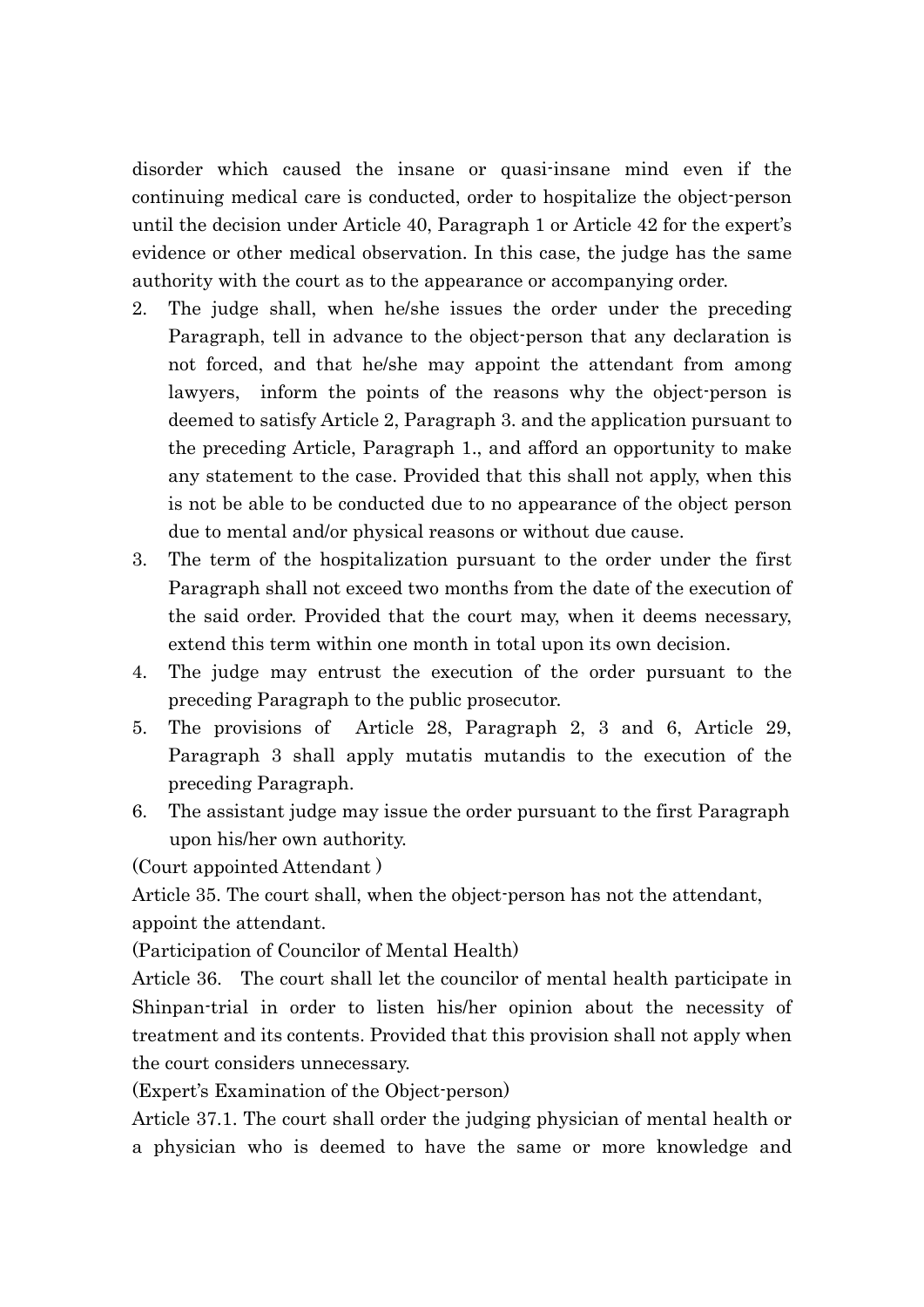disorder which caused the insane or quasi-insane mind even if the continuing medical care is conducted, order to hospitalize the object-person until the decision under Article 40, Paragraph 1 or Article 42 for the expert's evidence or other medical observation. In this case, the judge has the same authority with the court as to the appearance or accompanying order.

2. The judge shall, when he/she issues the order under the preceding Paragraph, tell in advance to the object-person that any declaration is not forced, and that he/she may appoint the attendant from among lawyers, inform the points of the reasons why the object-person is deemed to satisfy Article 2, Paragraph 3. and the application pursuant to the preceding Article, Paragraph 1., and afford an opportunity to make any statement to the case. Provided that this shall not apply, when this is not be able to be conducted due to no appearance of the object person due to mental and/or physical reasons or without due cause.
3. The term of the hospitalization pursuant to the order under the first Paragraph shall not exceed two months from the date of the execution of the said order. Provided that the court may, when it deems necessary, extend this term within one month in total upon its own decision.
4. The judge may entrust the execution of the order pursuant to the preceding Paragraph to the public prosecutor.
5. The provisions of Article 28, Paragraph 2, 3 and 6, Article 29, Paragraph 3 shall apply mutatis mutandis to the execution of the preceding Paragraph.
6. The assistant judge may issue the order pursuant to the first Paragraph upon his/her own authority.

(Court appointed Attendant )

Article 35. The court shall, when the object-person has not the attendant, appoint the attendant.

(Participation of Councilor of Mental Health)

Article 36. The court shall let the councilor of mental health participate in Shinpan-trial in order to listen his/her opinion about the necessity of treatment and its contents. Provided that this provision shall not apply when the court considers unnecessary.

(Expert's Examination of the Object-person)

Article 37.1. The court shall order the judging physician of mental health or a physician who is deemed to have the same or more knowledge and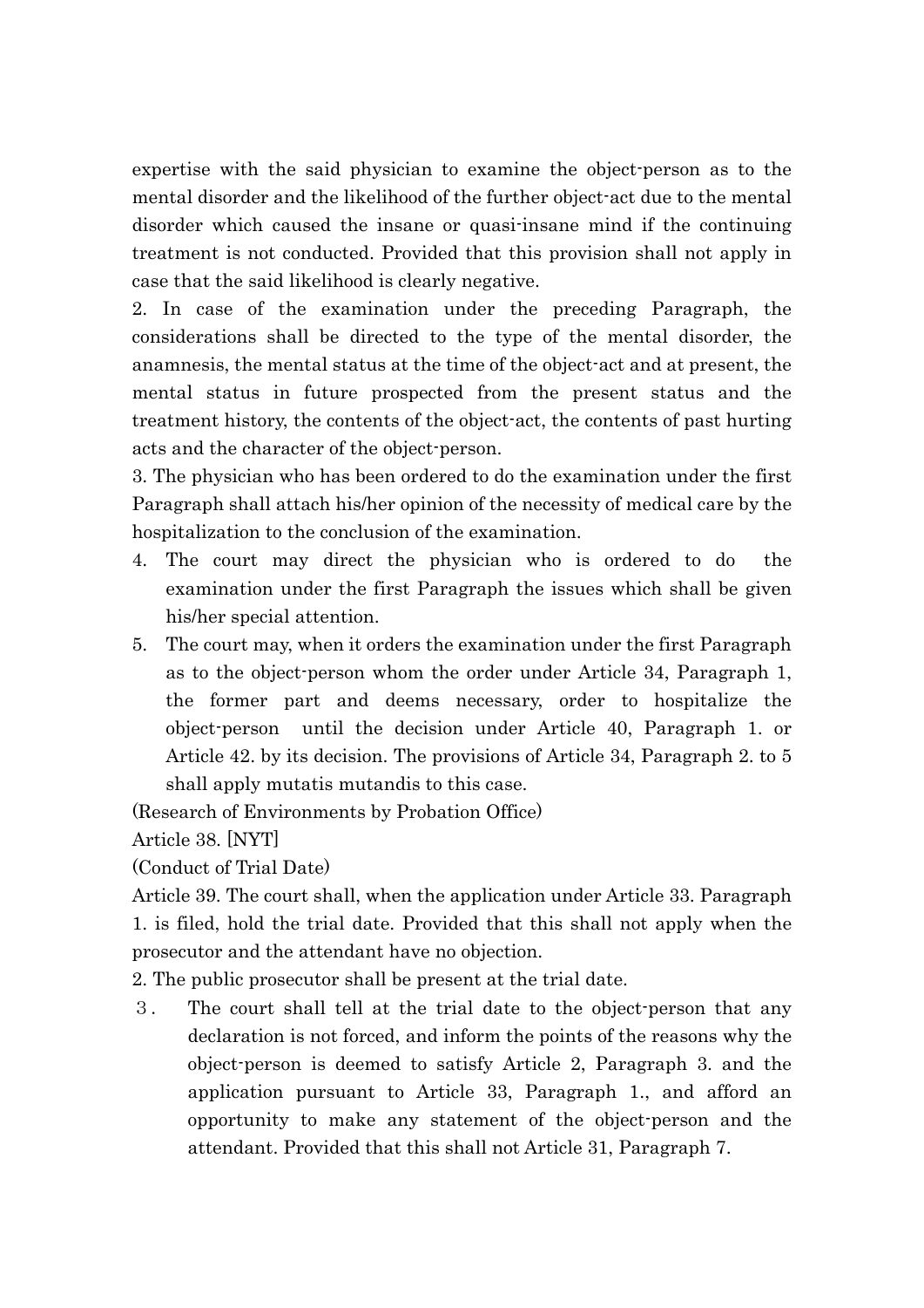expertise with the said physician to examine the object-person as to the mental disorder and the likelihood of the further object-act due to the mental disorder which caused the insane or quasi-insane mind if the continuing treatment is not conducted. Provided that this provision shall not apply in case that the said likelihood is clearly negative.

2. In case of the examination under the preceding Paragraph, the considerations shall be directed to the type of the mental disorder, the anamnesis, the mental status at the time of the object-act and at present, the mental status in future prospected from the present status and the treatment history, the contents of the object-act, the contents of past hurting acts and the character of the object-person.

3. The physician who has been ordered to do the examination under the first Paragraph shall attach his/her opinion of the necessity of medical care by the hospitalization to the conclusion of the examination.

4. The court may direct the physician who is ordered to do the examination under the first Paragraph the issues which shall be given his/her special attention.

5. The court may, when it orders the examination under the first Paragraph as to the object-person whom the order under Article 34, Paragraph 1, the former part and deems necessary, order to hospitalize the object-person until the decision under Article 40, Paragraph 1. or Article 42. by its decision. The provisions of Article 34, Paragraph 2. to 5 shall apply mutatis mutandis to this case.

(Research of Environments by Probation Office)

Article 38. [NYT]

(Conduct of Trial Date)

Article 39. The court shall, when the application under Article 33. Paragraph 1. is filed, hold the trial date. Provided that this shall not apply when the prosecutor and the attendant have no objection.

2. The public prosecutor shall be present at the trial date.

３. The court shall tell at the trial date to the object-person that any declaration is not forced, and inform the points of the reasons why the object-person is deemed to satisfy Article 2, Paragraph 3. and the application pursuant to Article 33, Paragraph 1., and afford an opportunity to make any statement of the object-person and the attendant. Provided that this shall not Article 31, Paragraph 7.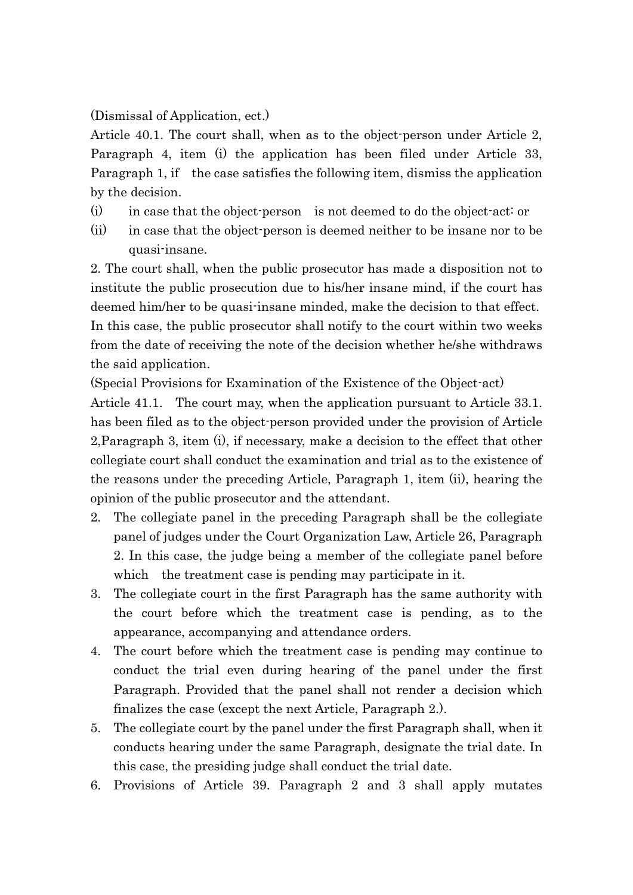(Dismissal of Application, ect.)

Article 40.1. The court shall, when as to the object-person under Article 2, Paragraph 4, item (i) the application has been filed under Article 33, Paragraph 1, if the case satisfies the following item, dismiss the application by the decision.

(i) in case that the object-person is not deemed to do the object-act: or

(ii) in case that the object-person is deemed neither to be insane nor to be quasi-insane.

2. The court shall, when the public prosecutor has made a disposition not to institute the public prosecution due to his/her insane mind, if the court has deemed him/her to be quasi-insane minded, make the decision to that effect. In this case, the public prosecutor shall notify to the court within two weeks from the date of receiving the note of the decision whether he/she withdraws the said application.

(Special Provisions for Examination of the Existence of the Object-act)

Article 41.1. The court may, when the application pursuant to Article 33.1. has been filed as to the object-person provided under the provision of Article 2,Paragraph 3, item (i), if necessary, make a decision to the effect that other collegiate court shall conduct the examination and trial as to the existence of the reasons under the preceding Article, Paragraph 1, item (ii), hearing the opinion of the public prosecutor and the attendant.

2. The collegiate panel in the preceding Paragraph shall be the collegiate panel of judges under the Court Organization Law, Article 26, Paragraph 2. In this case, the judge being a member of the collegiate panel before which the treatment case is pending may participate in it.
3. The collegiate court in the first Paragraph has the same authority with the court before which the treatment case is pending, as to the appearance, accompanying and attendance orders.
4. The court before which the treatment case is pending may continue to conduct the trial even during hearing of the panel under the first Paragraph. Provided that the panel shall not render a decision which finalizes the case (except the next Article, Paragraph 2.).
5. The collegiate court by the panel under the first Paragraph shall, when it conducts hearing under the same Paragraph, designate the trial date. In this case, the presiding judge shall conduct the trial date.
6. Provisions of Article 39. Paragraph 2 and 3 shall apply mutates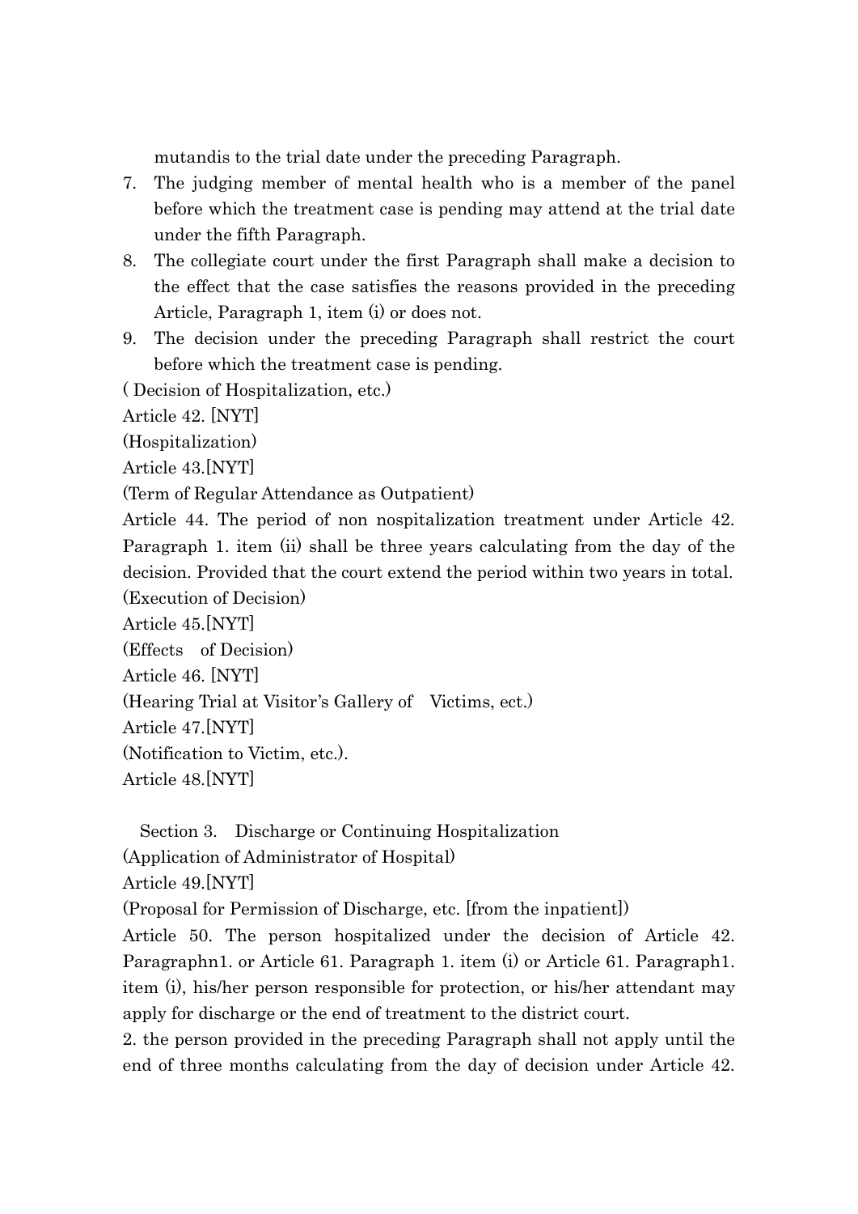mutandis to the trial date under the preceding Paragraph.

7. The judging member of mental health who is a member of the panel before which the treatment case is pending may attend at the trial date under the fifth Paragraph.
8. The collegiate court under the first Paragraph shall make a decision to the effect that the case satisfies the reasons provided in the preceding Article, Paragraph 1, item (i) or does not.
9. The decision under the preceding Paragraph shall restrict the court before which the treatment case is pending.

( Decision of Hospitalization, etc.)

Article 42. [NYT]

(Hospitalization)

Article 43.[NYT]

(Term of Regular Attendance as Outpatient)

Article 44. The period of non nospitalization treatment under Article 42. Paragraph 1. item (ii) shall be three years calculating from the day of the decision. Provided that the court extend the period within two years in total.

(Execution of Decision)

Article 45.[NYT]

(Effects of Decision)

Article 46. [NYT]

(Hearing Trial at Visitor's Gallery of Victims, ect.)

Article 47.[NYT]

(Notification to Victim, etc.).

Article 48.[NYT]

## Section 3. Discharge or Continuing Hospitalization

(Application of Administrator of Hospital)

Article 49.[NYT]

(Proposal for Permission of Discharge, etc. [from the inpatient])

Article 50. The person hospitalized under the decision of Article 42. Paragraphn1. or Article 61. Paragraph 1. item (i) or Article 61. Paragraph1. item (i), his/her person responsible for protection, or his/her attendant may apply for discharge or the end of treatment to the district court.

2. the person provided in the preceding Paragraph shall not apply until the end of three months calculating from the day of decision under Article 42.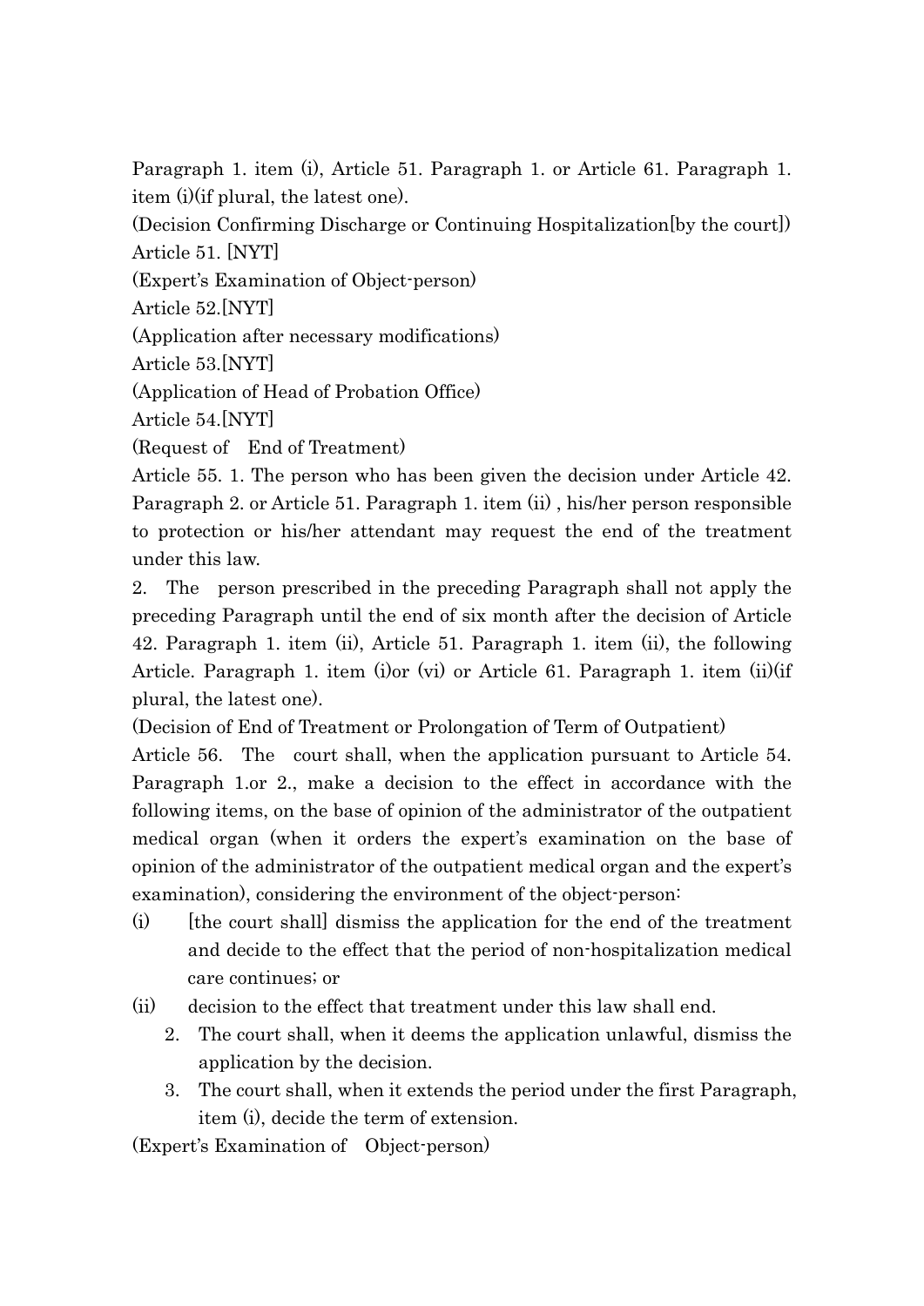Paragraph 1. item (i), Article 51. Paragraph 1. or Article 61. Paragraph 1. item (i)(if plural, the latest one).

(Decision Confirming Discharge or Continuing Hospitalization[by the court])

Article 51. [NYT]

(Expert's Examination of Object-person)

Article 52.[NYT]

(Application after necessary modifications)

Article 53.[NYT]

(Application of Head of Probation Office)

Article 54.[NYT]

(Request of End of Treatment)

Article 55. 1. The person who has been given the decision under Article 42. Paragraph 2. or Article 51. Paragraph 1. item (ii) , his/her person responsible to protection or his/her attendant may request the end of the treatment under this law.

2. The person prescribed in the preceding Paragraph shall not apply the preceding Paragraph until the end of six month after the decision of Article 42. Paragraph 1. item (ii), Article 51. Paragraph 1. item (ii), the following Article. Paragraph 1. item (i)or (vi) or Article 61. Paragraph 1. item (ii)(if plural, the latest one).

(Decision of End of Treatment or Prolongation of Term of Outpatient)

Article 56. The court shall, when the application pursuant to Article 54. Paragraph 1.or 2., make a decision to the effect in accordance with the following items, on the base of opinion of the administrator of the outpatient medical organ (when it orders the expert's examination on the base of opinion of the administrator of the outpatient medical organ and the expert's examination), considering the environment of the object-person:

(i) [the court shall] dismiss the application for the end of the treatment and decide to the effect that the period of non-hospitalization medical care continues; or

(ii) decision to the effect that treatment under this law shall end.

2. The court shall, when it deems the application unlawful, dismiss the application by the decision.

3. The court shall, when it extends the period under the first Paragraph, item (i), decide the term of extension.

(Expert's Examination of Object-person)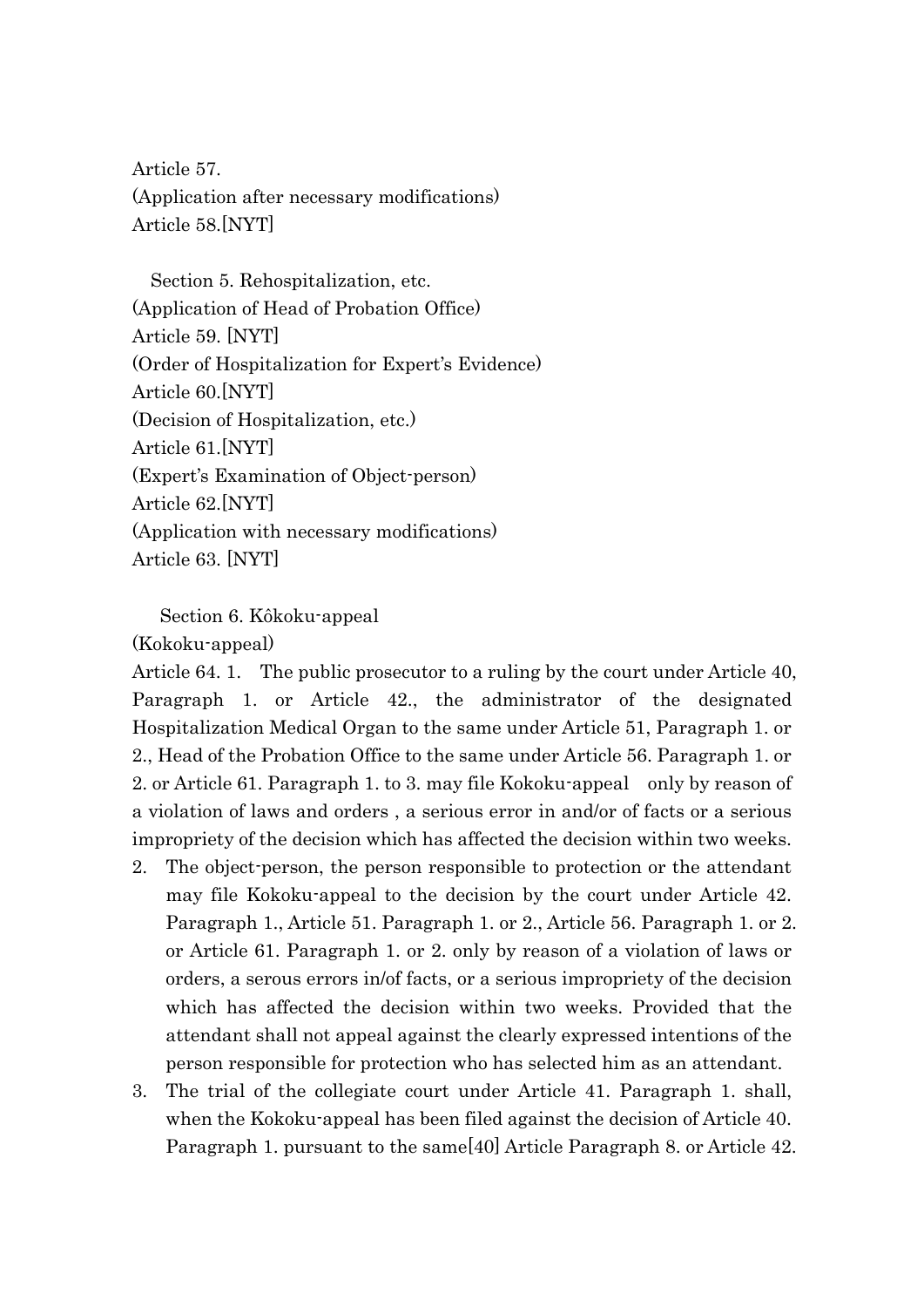Article 57.
(Application after necessary modifications)
Article 58.[NYT]

Section 5. Rehospitalization, etc.
(Application of Head of Probation Office)
Article 59. [NYT]
(Order of Hospitalization for Expert's Evidence)
Article 60.[NYT]
(Decision of Hospitalization, etc.)
Article 61.[NYT]
(Expert's Examination of Object-person)
Article 62.[NYT]
(Application with necessary modifications)
Article 63. [NYT]

Section 6. Kôkoku-appeal
(Kokoku-appeal)
Article 64. 1. The public prosecutor to a ruling by the court under Article 40, Paragraph 1. or Article 42., the administrator of the designated Hospitalization Medical Organ to the same under Article 51, Paragraph 1. or 2., Head of the Probation Office to the same under Article 56. Paragraph 1. or 2. or Article 61. Paragraph 1. to 3. may file Kokoku-appeal only by reason of a violation of laws and orders , a serious error in and/or of facts or a serious impropriety of the decision which has affected the decision within two weeks.

2. The object-person, the person responsible to protection or the attendant may file Kokoku-appeal to the decision by the court under Article 42. Paragraph 1., Article 51. Paragraph 1. or 2., Article 56. Paragraph 1. or 2. or Article 61. Paragraph 1. or 2. only by reason of a violation of laws or orders, a serous errors in/of facts, or a serious impropriety of the decision which has affected the decision within two weeks. Provided that the attendant shall not appeal against the clearly expressed intentions of the person responsible for protection who has selected him as an attendant.
3. The trial of the collegiate court under Article 41. Paragraph 1. shall, when the Kokoku-appeal has been filed against the decision of Article 40. Paragraph 1. pursuant to the same[40] Article Paragraph 8. or Article 42.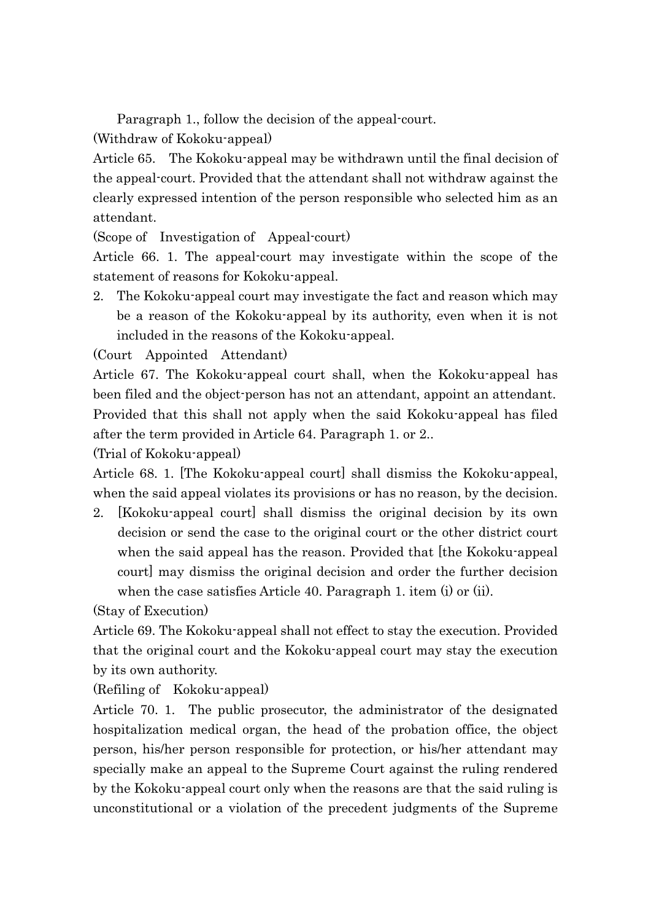Paragraph 1., follow the decision of the appeal-court.

(Withdraw of Kokoku-appeal)

Article 65. The Kokoku-appeal may be withdrawn until the final decision of the appeal-court. Provided that the attendant shall not withdraw against the clearly expressed intention of the person responsible who selected him as an attendant.

(Scope of Investigation of Appeal-court)

Article 66. 1. The appeal-court may investigate within the scope of the statement of reasons for Kokoku-appeal.

2. The Kokoku-appeal court may investigate the fact and reason which may be a reason of the Kokoku-appeal by its authority, even when it is not included in the reasons of the Kokoku-appeal.

(Court Appointed Attendant)

Article 67. The Kokoku-appeal court shall, when the Kokoku-appeal has been filed and the object-person has not an attendant, appoint an attendant. Provided that this shall not apply when the said Kokoku-appeal has filed after the term provided in Article 64. Paragraph 1. or 2..

(Trial of Kokoku-appeal)

Article 68. 1. [The Kokoku-appeal court] shall dismiss the Kokoku-appeal, when the said appeal violates its provisions or has no reason, by the decision.

2. [Kokoku-appeal court] shall dismiss the original decision by its own decision or send the case to the original court or the other district court when the said appeal has the reason. Provided that [the Kokoku-appeal court] may dismiss the original decision and order the further decision when the case satisfies Article 40. Paragraph 1. item (i) or (ii).

(Stay of Execution)

Article 69. The Kokoku-appeal shall not effect to stay the execution. Provided that the original court and the Kokoku-appeal court may stay the execution by its own authority.

(Refiling of Kokoku-appeal)

Article 70. 1. The public prosecutor, the administrator of the designated hospitalization medical organ, the head of the probation office, the object person, his/her person responsible for protection, or his/her attendant may specially make an appeal to the Supreme Court against the ruling rendered by the Kokoku-appeal court only when the reasons are that the said ruling is unconstitutional or a violation of the precedent judgments of the Supreme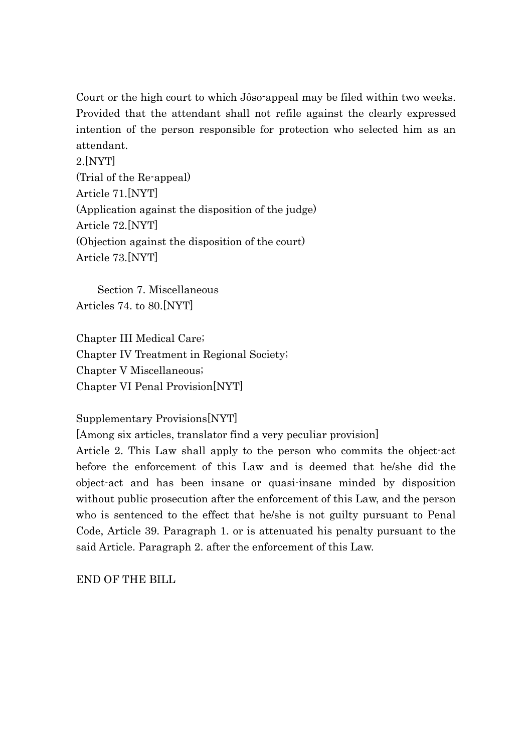Court or the high court to which Jôso-appeal may be filed within two weeks. Provided that the attendant shall not refile against the clearly expressed intention of the person responsible for protection who selected him as an attendant.

2.[NYT]

(Trial of the Re-appeal)

Article 71.[NYT]

(Application against the disposition of the judge)

Article 72.[NYT]

(Objection against the disposition of the court)

Article 73.[NYT]

Section 7. Miscellaneous

Articles 74. to 80.[NYT]

Chapter III Medical Care;

Chapter IV Treatment in Regional Society;

Chapter V Miscellaneous;

Chapter VI Penal Provision[NYT]

Supplementary Provisions[NYT]

[Among six articles, translator find a very peculiar provision]

Article 2. This Law shall apply to the person who commits the object-act before the enforcement of this Law and is deemed that he/she did the object-act and has been insane or quasi-insane minded by disposition without public prosecution after the enforcement of this Law, and the person who is sentenced to the effect that he/she is not guilty pursuant to Penal Code, Article 39. Paragraph 1. or is attenuated his penalty pursuant to the said Article. Paragraph 2. after the enforcement of this Law.

END OF THE BILL